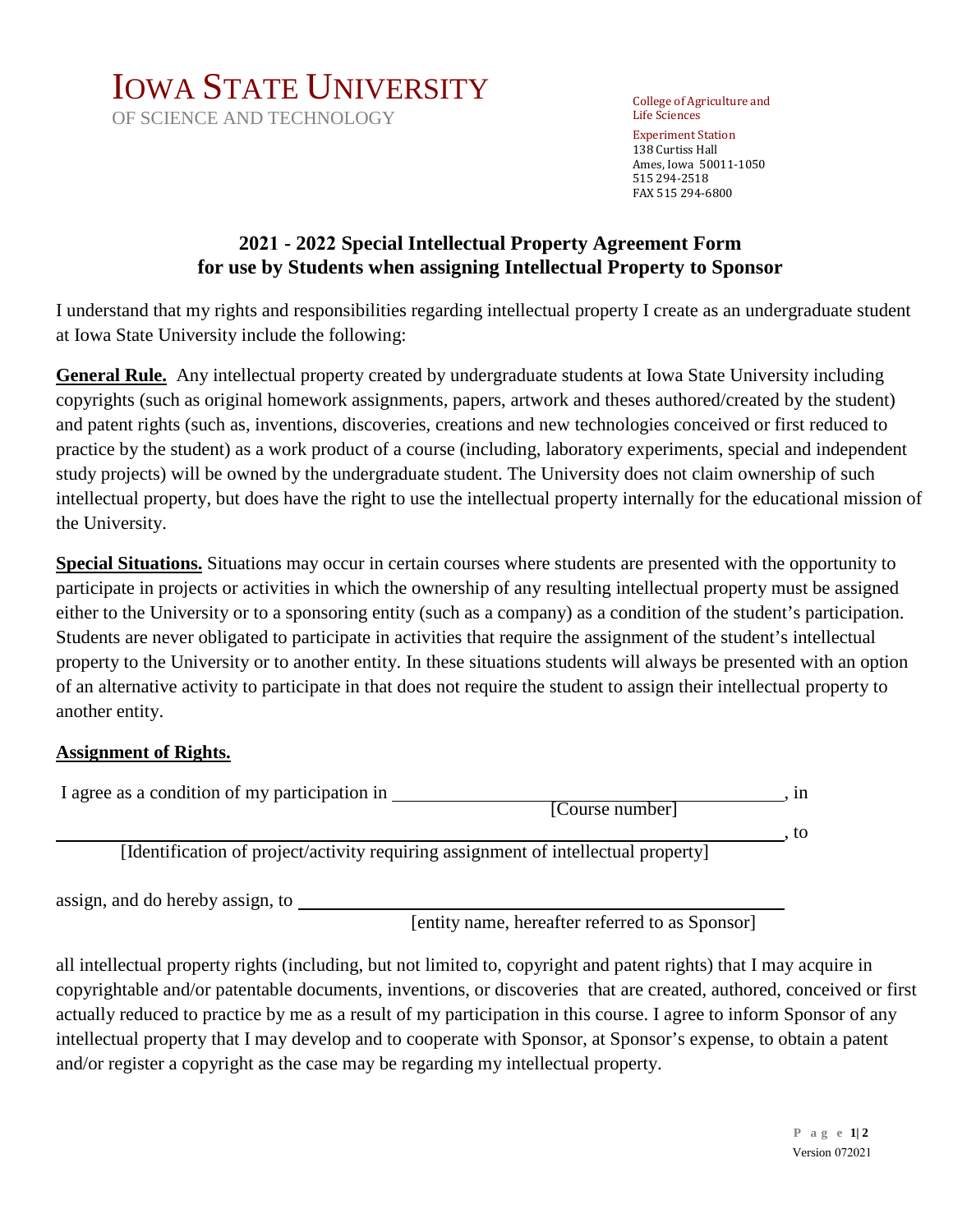# IOWA STATE UNIVERSITY

OF SCIENCE AND TECHNOLOGY

College of Agriculture and Life Sciences

Experiment Station
138 Curtiss Hall
Ames, Iowa 50011-1050
515 294-2518
FAX 515 294-6800

## 2021 - 2022 Special Intellectual Property Agreement Form for use by Students when assigning Intellectual Property to Sponsor

I understand that my rights and responsibilities regarding intellectual property I create as an undergraduate student at Iowa State University include the following:

**General Rule.** Any intellectual property created by undergraduate students at Iowa State University including copyrights (such as original homework assignments, papers, artwork and theses authored/created by the student) and patent rights (such as, inventions, discoveries, creations and new technologies conceived or first reduced to practice by the student) as a work product of a course (including, laboratory experiments, special and independent study projects) will be owned by the undergraduate student. The University does not claim ownership of such intellectual property, but does have the right to use the intellectual property internally for the educational mission of the University.

**Special Situations.** Situations may occur in certain courses where students are presented with the opportunity to participate in projects or activities in which the ownership of any resulting intellectual property must be assigned either to the University or to a sponsoring entity (such as a company) as a condition of the student's participation. Students are never obligated to participate in activities that require the assignment of the student's intellectual property to the University or to another entity. In these situations students will always be presented with an option of an alternative activity to participate in that does not require the student to assign their intellectual property to another entity.

**Assignment of Rights.**

I agree as a condition of my participation in ______________________________, in
[Course number]

______________________________________________________________, to
[Identification of project/activity requiring assignment of intellectual property]

assign, and do hereby assign, to ______________________________________
[entity name, hereafter referred to as Sponsor]

all intellectual property rights (including, but not limited to, copyright and patent rights) that I may acquire in copyrightable and/or patentable documents, inventions, or discoveries that are created, authored, conceived or first actually reduced to practice by me as a result of my participation in this course. I agree to inform Sponsor of any intellectual property that I may develop and to cooperate with Sponsor, at Sponsor's expense, to obtain a patent and/or register a copyright as the case may be regarding my intellectual property.

Version 072021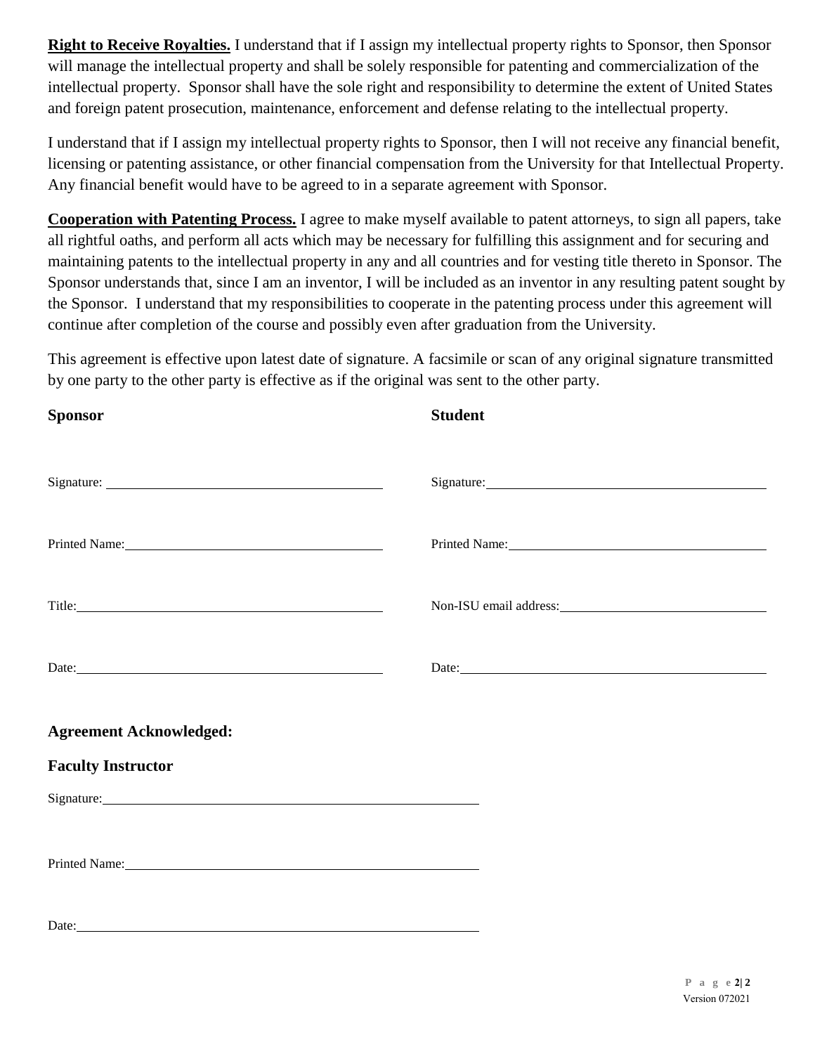**Right to Receive Royalties.** I understand that if I assign my intellectual property rights to Sponsor, then Sponsor will manage the intellectual property and shall be solely responsible for patenting and commercialization of the intellectual property. Sponsor shall have the sole right and responsibility to determine the extent of United States and foreign patent prosecution, maintenance, enforcement and defense relating to the intellectual property.

I understand that if I assign my intellectual property rights to Sponsor, then I will not receive any financial benefit, licensing or patenting assistance, or other financial compensation from the University for that Intellectual Property. Any financial benefit would have to be agreed to in a separate agreement with Sponsor.

**Cooperation with Patenting Process.** I agree to make myself available to patent attorneys, to sign all papers, take all rightful oaths, and perform all acts which may be necessary for fulfilling this assignment and for securing and maintaining patents to the intellectual property in any and all countries and for vesting title thereto in Sponsor. The Sponsor understands that, since I am an inventor, I will be included as an inventor in any resulting patent sought by the Sponsor. I understand that my responsibilities to cooperate in the patenting process under this agreement will continue after completion of the course and possibly even after graduation from the University.

This agreement is effective upon latest date of signature. A facsimile or scan of any original signature transmitted by one party to the other party is effective as if the original was sent to the other party.

**Sponsor**

Signature: \_\_\_\_\_\_\_\_\_\_\_\_\_\_\_\_\_\_\_\_\_\_\_\_\_\_\_\_\_\_

Printed Name: \_\_\_\_\_\_\_\_\_\_\_\_\_\_\_\_\_\_\_\_\_\_\_\_\_\_\_\_\_\_

Title: \_\_\_\_\_\_\_\_\_\_\_\_\_\_\_\_\_\_\_\_\_\_\_\_\_\_\_\_\_\_

Date: \_\_\_\_\_\_\_\_\_\_\_\_\_\_\_\_\_\_\_\_\_\_\_\_\_\_\_\_\_\_

**Student**

Signature: \_\_\_\_\_\_\_\_\_\_\_\_\_\_\_\_\_\_\_\_\_\_\_\_\_\_\_\_\_\_

Printed Name: \_\_\_\_\_\_\_\_\_\_\_\_\_\_\_\_\_\_\_\_\_\_\_\_\_\_\_\_\_\_

Non-ISU email address: \_\_\_\_\_\_\_\_\_\_\_\_\_\_\_\_\_\_\_\_\_\_\_\_\_\_\_\_\_\_

Date: \_\_\_\_\_\_\_\_\_\_\_\_\_\_\_\_\_\_\_\_\_\_\_\_\_\_\_\_\_\_

**Agreement Acknowledged:**

**Faculty Instructor**

Signature: \_\_\_\_\_\_\_\_\_\_\_\_\_\_\_\_\_\_\_\_\_\_\_\_\_\_\_\_\_\_

Printed Name: \_\_\_\_\_\_\_\_\_\_\_\_\_\_\_\_\_\_\_\_\_\_\_\_\_\_\_\_\_\_

Date: \_\_\_\_\_\_\_\_\_\_\_\_\_\_\_\_\_\_\_\_\_\_\_\_\_\_\_\_\_\_

Version 072021